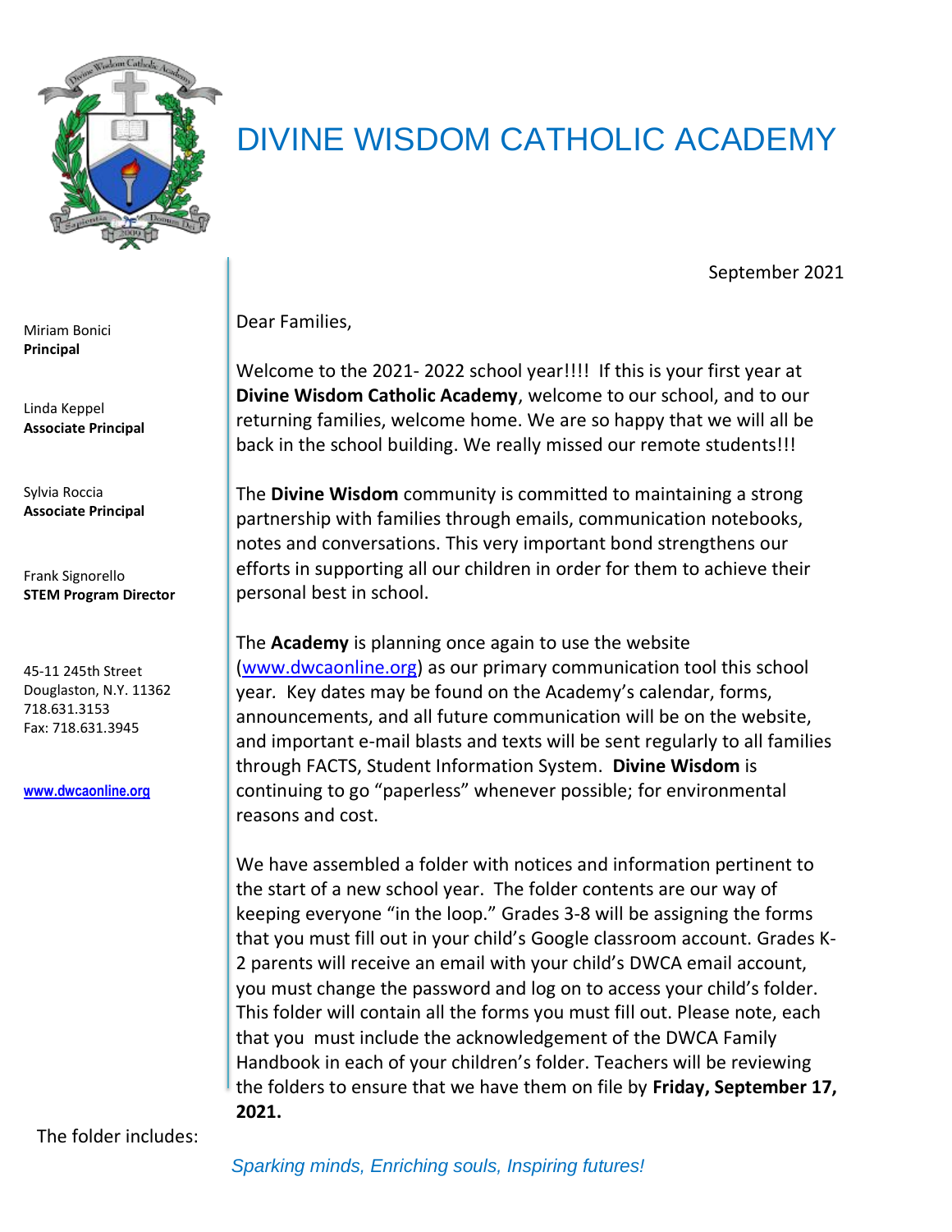# DIVINE WISDOM CATHOLIC ACADEMY

Miriam Bonici
**Principal**

Linda Keppel
**Associate Principal**

Sylvia Roccia
**Associate Principal**

Frank Signorello
**STEM Program Director**

45-11 245th Street
Douglaston, N.Y. 11362
718.631.3153
Fax: 718.631.3945

www.dwcaonline.org

September 2021

Dear Families,

Welcome to the 2021- 2022 school year!!!! If this is your first year at **Divine Wisdom Catholic Academy**, welcome to our school, and to our returning families, welcome home. We are so happy that we will all be back in the school building. We really missed our remote students!!!

The **Divine Wisdom** community is committed to maintaining a strong partnership with families through emails, communication notebooks, notes and conversations. This very important bond strengthens our efforts in supporting all our children in order for them to achieve their personal best in school.

The **Academy** is planning once again to use the website (www.dwcaonline.org) as our primary communication tool this school year. Key dates may be found on the Academy's calendar, forms, announcements, and all future communication will be on the website, and important e-mail blasts and texts will be sent regularly to all families through FACTS, Student Information System. **Divine Wisdom** is continuing to go "paperless" whenever possible; for environmental reasons and cost.

We have assembled a folder with notices and information pertinent to the start of a new school year. The folder contents are our way of keeping everyone "in the loop." Grades 3-8 will be assigning the forms that you must fill out in your child's Google classroom account. Grades K-2 parents will receive an email with your child's DWCA email account, you must change the password and log on to access your child's folder. This folder will contain all the forms you must fill out. Please note, each that you must include the acknowledgement of the DWCA Family Handbook in each of your children's folder. Teachers will be reviewing the folders to ensure that we have them on file by **Friday, September 17, 2021.**

The folder includes:

*Sparking minds, Enriching souls, Inspiring futures!*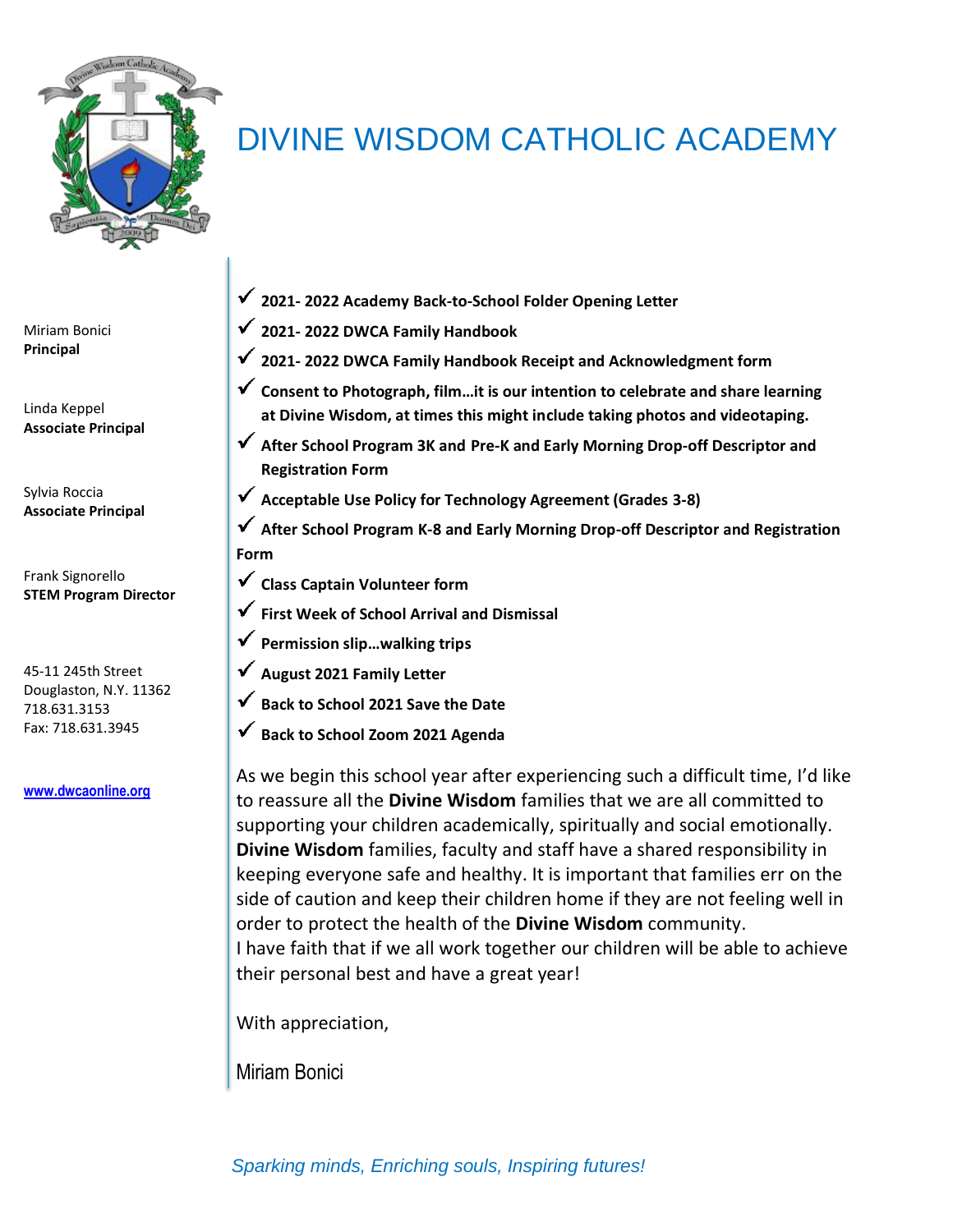# DIVINE WISDOM CATHOLIC ACADEMY

Miriam Bonici
**Principal**

Linda Keppel
**Associate Principal**

Sylvia Roccia
**Associate Principal**

Frank Signorello
**STEM Program Director**

45-11 245th Street
Douglaston, N.Y. 11362
718.631.3153
Fax: 718.631.3945

www.dwcaonline.org

- ✓ **2021- 2022 Academy Back-to-School Folder Opening Letter**
- ✓ **2021- 2022 DWCA Family Handbook**
- ✓ **2021- 2022 DWCA Family Handbook Receipt and Acknowledgment form**
- ✓ **Consent to Photograph, film…it is our intention to celebrate and share learning at Divine Wisdom, at times this might include taking photos and videotaping.**
- ✓ **After School Program 3K and Pre-K and Early Morning Drop-off Descriptor and Registration Form**
- ✓ **Acceptable Use Policy for Technology Agreement (Grades 3-8)**
- ✓ **After School Program K-8 and Early Morning Drop-off Descriptor and Registration Form**
- ✓ **Class Captain Volunteer form**
- ✓ **First Week of School Arrival and Dismissal**
- ✓ **Permission slip…walking trips**
- ✓ **August 2021 Family Letter**
- ✓ **Back to School 2021 Save the Date**
- ✓ **Back to School Zoom 2021 Agenda**

As we begin this school year after experiencing such a difficult time, I'd like to reassure all the **Divine Wisdom** families that we are all committed to supporting your children academically, spiritually and social emotionally. **Divine Wisdom** families, faculty and staff have a shared responsibility in keeping everyone safe and healthy. It is important that families err on the side of caution and keep their children home if they are not feeling well in order to protect the health of the **Divine Wisdom** community.
I have faith that if we all work together our children will be able to achieve their personal best and have a great year!

With appreciation,

Miriam Bonici

*Sparking minds, Enriching souls, Inspiring futures!*